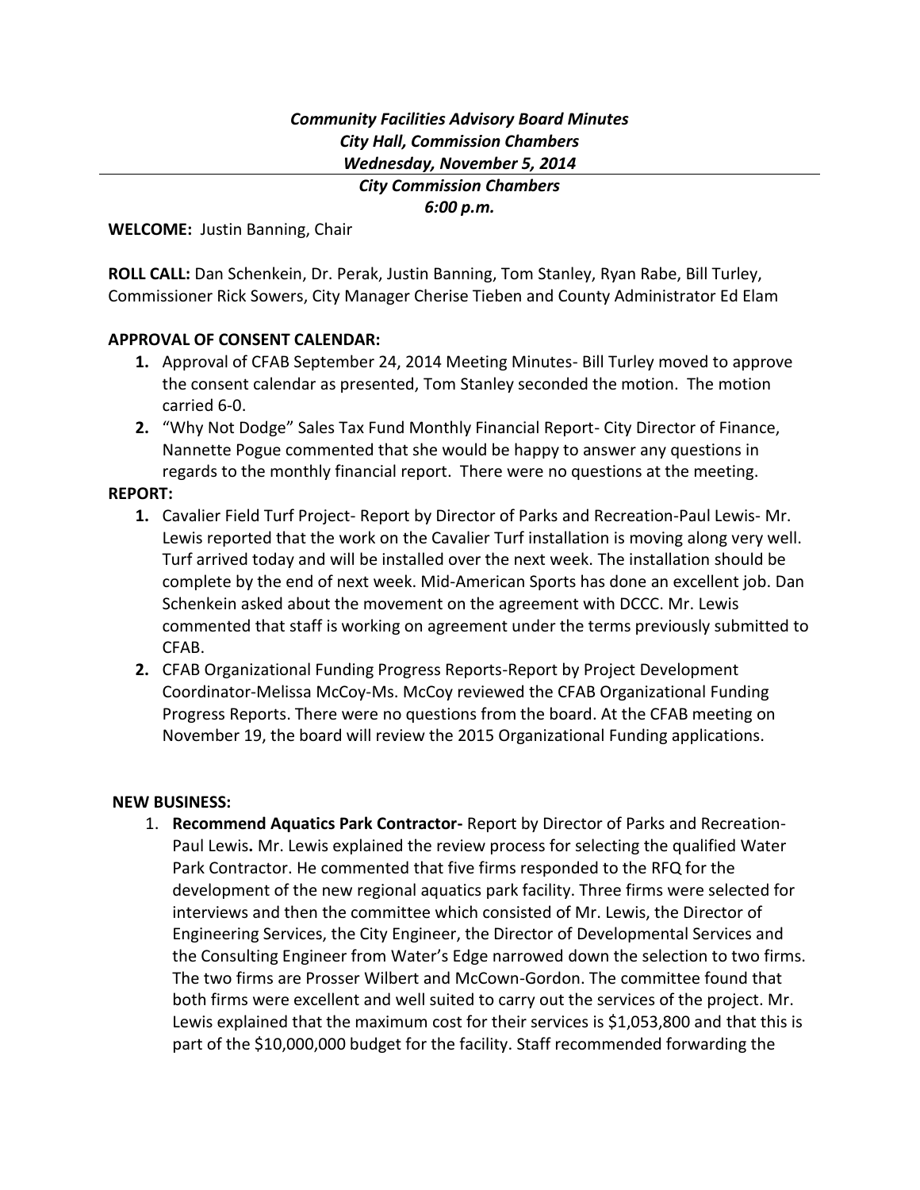***Community Facilities Advisory Board Minutes***
***City Hall, Commission Chambers***
***Wednesday, November 5, 2014***

***City Commission Chambers***
***6:00 p.m.***

**WELCOME:** Justin Banning, Chair

**ROLL CALL:** Dan Schenkein, Dr. Perak, Justin Banning, Tom Stanley, Ryan Rabe, Bill Turley, Commissioner Rick Sowers, City Manager Cherise Tieben and County Administrator Ed Elam

**APPROVAL OF CONSENT CALENDAR:**

1. Approval of CFAB September 24, 2014 Meeting Minutes- Bill Turley moved to approve the consent calendar as presented, Tom Stanley seconded the motion. The motion carried 6-0.
2. "Why Not Dodge" Sales Tax Fund Monthly Financial Report- City Director of Finance, Nannette Pogue commented that she would be happy to answer any questions in regards to the monthly financial report. There were no questions at the meeting.

**REPORT:**

1. Cavalier Field Turf Project- Report by Director of Parks and Recreation-Paul Lewis- Mr. Lewis reported that the work on the Cavalier Turf installation is moving along very well. Turf arrived today and will be installed over the next week. The installation should be complete by the end of next week. Mid-American Sports has done an excellent job. Dan Schenkein asked about the movement on the agreement with DCCC. Mr. Lewis commented that staff is working on agreement under the terms previously submitted to CFAB.
2. CFAB Organizational Funding Progress Reports-Report by Project Development Coordinator-Melissa McCoy-Ms. McCoy reviewed the CFAB Organizational Funding Progress Reports. There were no questions from the board. At the CFAB meeting on November 19, the board will review the 2015 Organizational Funding applications.

**NEW BUSINESS:**

1. **Recommend Aquatics Park Contractor-** Report by Director of Parks and Recreation-Paul Lewis**.** Mr. Lewis explained the review process for selecting the qualified Water Park Contractor. He commented that five firms responded to the RFQ for the development of the new regional aquatics park facility. Three firms were selected for interviews and then the committee which consisted of Mr. Lewis, the Director of Engineering Services, the City Engineer, the Director of Developmental Services and the Consulting Engineer from Water's Edge narrowed down the selection to two firms. The two firms are Prosser Wilbert and McCown-Gordon. The committee found that both firms were excellent and well suited to carry out the services of the project. Mr. Lewis explained that the maximum cost for their services is $1,053,800 and that this is part of the $10,000,000 budget for the facility. Staff recommended forwarding the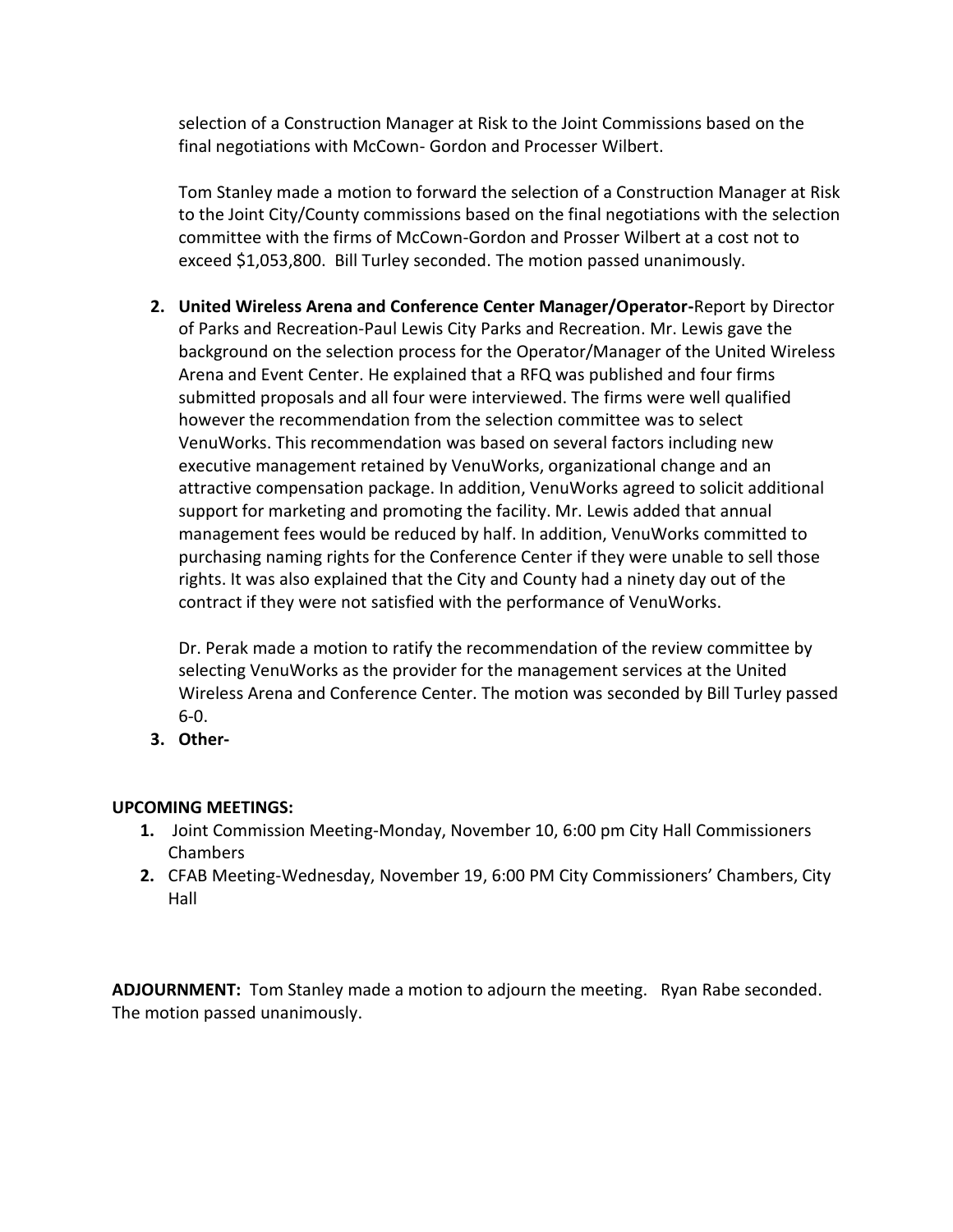selection of a Construction Manager at Risk to the Joint Commissions based on the final negotiations with McCown- Gordon and Processer Wilbert.

Tom Stanley made a motion to forward the selection of a Construction Manager at Risk to the Joint City/County commissions based on the final negotiations with the selection committee with the firms of McCown-Gordon and Prosser Wilbert at a cost not to exceed $1,053,800. Bill Turley seconded. The motion passed unanimously.

2. **United Wireless Arena and Conference Center Manager/Operator-**Report by Director of Parks and Recreation-Paul Lewis City Parks and Recreation. Mr. Lewis gave the background on the selection process for the Operator/Manager of the United Wireless Arena and Event Center. He explained that a RFQ was published and four firms submitted proposals and all four were interviewed. The firms were well qualified however the recommendation from the selection committee was to select VenuWorks. This recommendation was based on several factors including new executive management retained by VenuWorks, organizational change and an attractive compensation package. In addition, VenuWorks agreed to solicit additional support for marketing and promoting the facility. Mr. Lewis added that annual management fees would be reduced by half. In addition, VenuWorks committed to purchasing naming rights for the Conference Center if they were unable to sell those rights. It was also explained that the City and County had a ninety day out of the contract if they were not satisfied with the performance of VenuWorks.

   Dr. Perak made a motion to ratify the recommendation of the review committee by selecting VenuWorks as the provider for the management services at the United Wireless Arena and Conference Center. The motion was seconded by Bill Turley passed 6-0.

3. **Other-**

**UPCOMING MEETINGS:**

1. Joint Commission Meeting-Monday, November 10, 6:00 pm City Hall Commissioners Chambers
2. CFAB Meeting-Wednesday, November 19, 6:00 PM City Commissioners' Chambers, City Hall

**ADJOURNMENT:** Tom Stanley made a motion to adjourn the meeting. Ryan Rabe seconded. The motion passed unanimously.